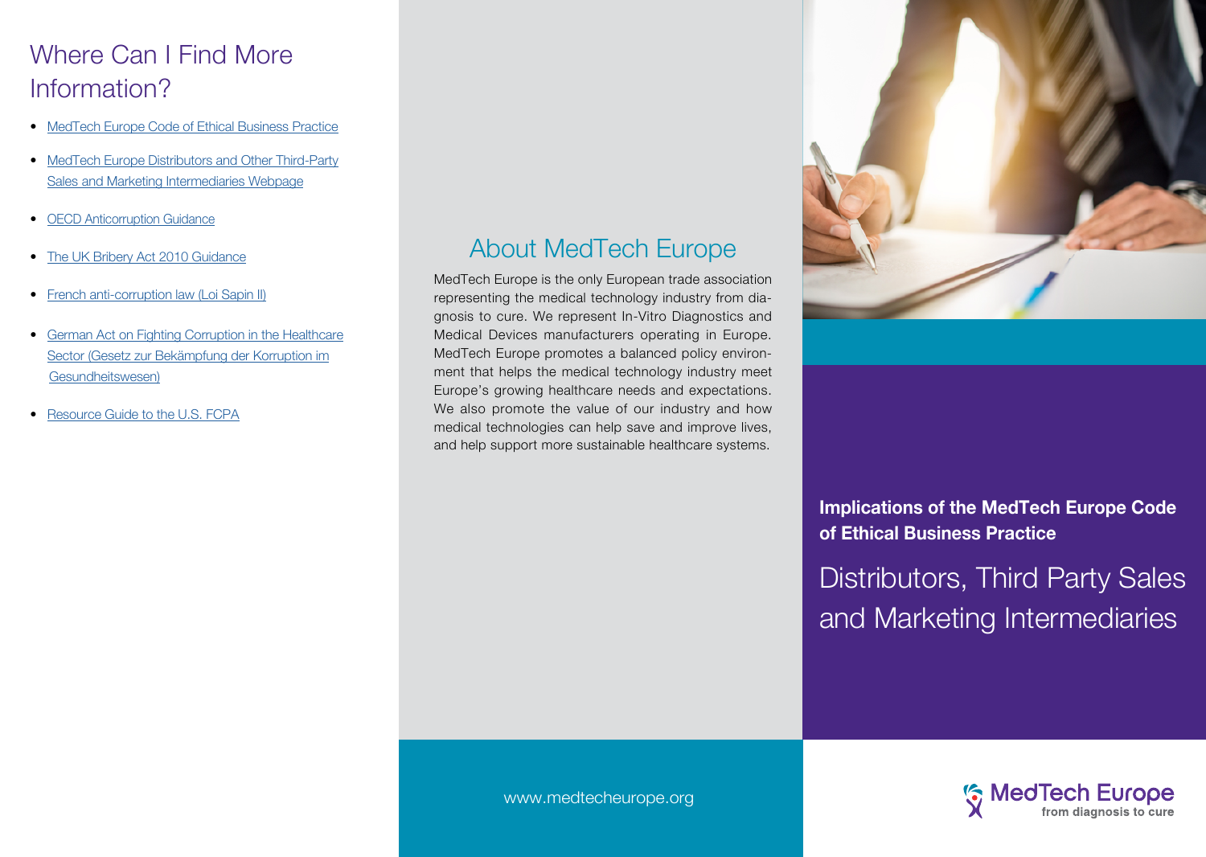## Where Can I Find More Information?

- MedTech Europe Code of Ethical Business Practice
- MedTech Europe Distributors and Other Third-Party Sales and Marketing Intermediaries Webpage
- OECD Anticorruption Guidance
- The UK Bribery Act 2010 Guidance
- French anti-corruption law (Loi Sapin II)
- German Act on Fighting Corruption in the Healthcare Sector (Gesetz zur Bekämpfung der Korruption im Gesundheitswesen)
- Resource Guide to the U.S. FCPA

## About MedTech Europe

MedTech Europe is the only European trade association representing the medical technology industry from diagnosis to cure. We represent In-Vitro Diagnostics and Medical Devices manufacturers operating in Europe. MedTech Europe promotes a balanced policy environment that helps the medical technology industry meet Europe's growing healthcare needs and expectations. We also promote the value of our industry and how medical technologies can help save and improve lives, and help support more sustainable healthcare systems.

www.medtecheurope.org

**Implications of the MedTech Europe Code of Ethical Business Practice**

# Distributors, Third Party Sales and Marketing Intermediaries

MedTech Europe
from diagnosis to cure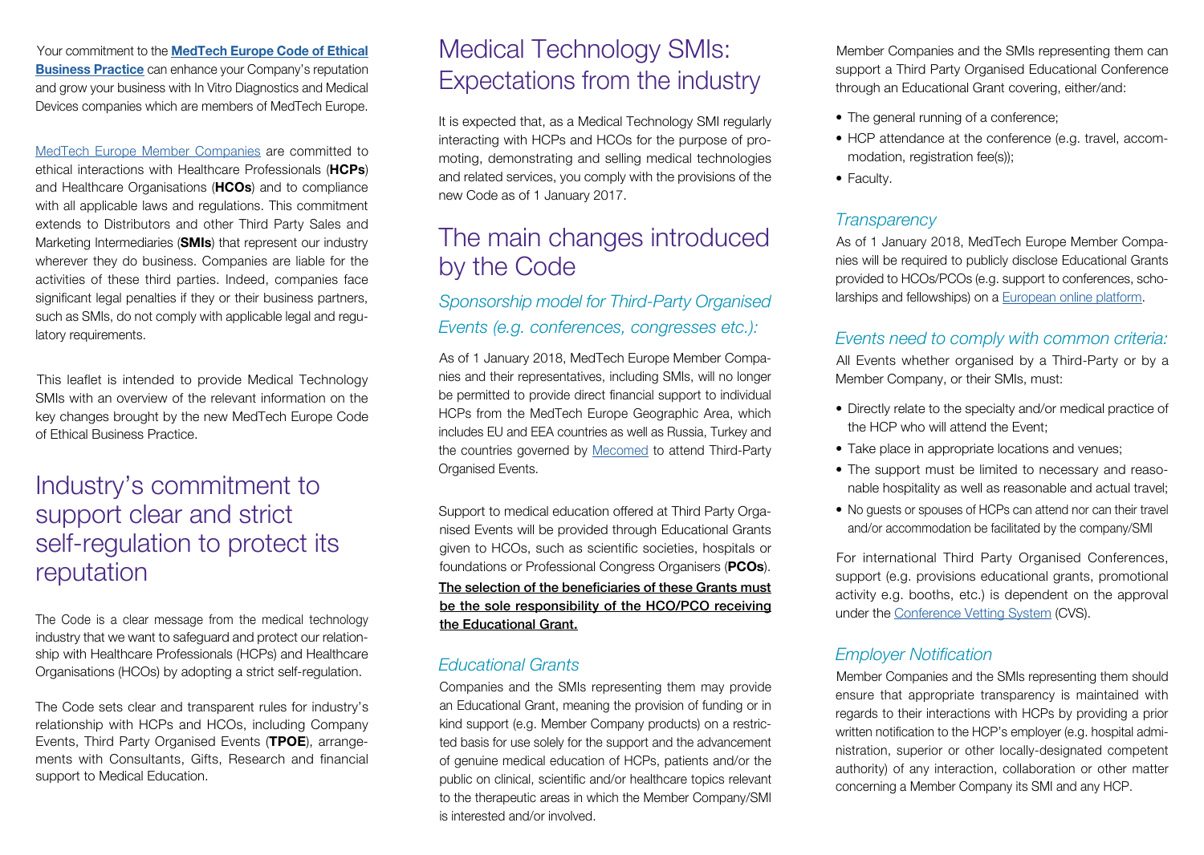Your commitment to the **MedTech Europe Code of Ethical Business Practice** can enhance your Company's reputation and grow your business with In Vitro Diagnostics and Medical Devices companies which are members of MedTech Europe.

MedTech Europe Member Companies are committed to ethical interactions with Healthcare Professionals (**HCPs**) and Healthcare Organisations (**HCOs**) and to compliance with all applicable laws and regulations. This commitment extends to Distributors and other Third Party Sales and Marketing Intermediaries (**SMIs**) that represent our industry wherever they do business. Companies are liable for the activities of these third parties. Indeed, companies face significant legal penalties if they or their business partners, such as SMIs, do not comply with applicable legal and regulatory requirements.

This leaflet is intended to provide Medical Technology SMIs with an overview of the relevant information on the key changes brought by the new MedTech Europe Code of Ethical Business Practice.

# Industry's commitment to support clear and strict self-regulation to protect its reputation

The Code is a clear message from the medical technology industry that we want to safeguard and protect our relationship with Healthcare Professionals (HCPs) and Healthcare Organisations (HCOs) by adopting a strict self-regulation.

The Code sets clear and transparent rules for industry's relationship with HCPs and HCOs, including Company Events, Third Party Organised Events (**TPOE**), arrangements with Consultants, Gifts, Research and financial support to Medical Education.

# Medical Technology SMIs: Expectations from the industry

It is expected that, as a Medical Technology SMI regularly interacting with HCPs and HCOs for the purpose of promoting, demonstrating and selling medical technologies and related services, you comply with the provisions of the new Code as of 1 January 2017.

# The main changes introduced by the Code

## *Sponsorship model for Third-Party Organised Events (e.g. conferences, congresses etc.):*

As of 1 January 2018, MedTech Europe Member Companies and their representatives, including SMIs, will no longer be permitted to provide direct financial support to individual HCPs from the MedTech Europe Geographic Area, which includes EU and EEA countries as well as Russia, Turkey and the countries governed by Mecomed to attend Third-Party Organised Events.

Support to medical education offered at Third Party Organised Events will be provided through Educational Grants given to HCOs, such as scientific societies, hospitals or foundations or Professional Congress Organisers (**PCOs**). **The selection of the beneficiaries of these Grants must be the sole responsibility of the HCO/PCO receiving the Educational Grant.**

## *Educational Grants*

Companies and the SMIs representing them may provide an Educational Grant, meaning the provision of funding or in kind support (e.g. Member Company products) on a restricted basis for use solely for the support and the advancement of genuine medical education of HCPs, patients and/or the public on clinical, scientific and/or healthcare topics relevant to the therapeutic areas in which the Member Company/SMI is interested and/or involved.

Member Companies and the SMIs representing them can support a Third Party Organised Educational Conference through an Educational Grant covering, either/and:

- The general running of a conference;
- HCP attendance at the conference (e.g. travel, accommodation, registration fee(s));
- Faculty.

## *Transparency*

As of 1 January 2018, MedTech Europe Member Companies will be required to publicly disclose Educational Grants provided to HCOs/PCOs (e.g. support to conferences, scholarships and fellowships) on a European online platform.

## *Events need to comply with common criteria:*

All Events whether organised by a Third-Party or by a Member Company, or their SMIs, must:

- Directly relate to the specialty and/or medical practice of the HCP who will attend the Event;
- Take place in appropriate locations and venues;
- The support must be limited to necessary and reasonable hospitality as well as reasonable and actual travel;
- No guests or spouses of HCPs can attend nor can their travel and/or accommodation be facilitated by the company/SMI

For international Third Party Organised Conferences, support (e.g. provisions educational grants, promotional activity e.g. booths, etc.) is dependent on the approval under the Conference Vetting System (CVS).

## *Employer Notification*

Member Companies and the SMIs representing them should ensure that appropriate transparency is maintained with regards to their interactions with HCPs by providing a prior written notification to the HCP's employer (e.g. hospital administration, superior or other locally-designated competent authority) of any interaction, collaboration or other matter concerning a Member Company its SMI and any HCP.